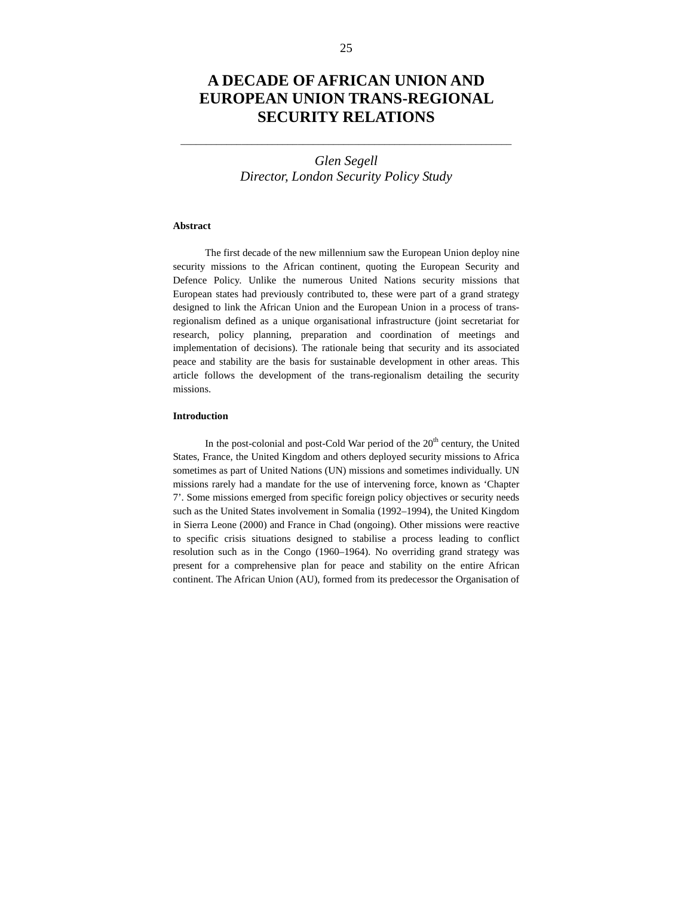# A DECADE OF AFRICAN UNION AND EUROPEAN UNION TRANS-REGIONAL SECURITY RELATIONS

*Glen Segell*
*Director, London Security Policy Study*

**Abstract**

The first decade of the new millennium saw the European Union deploy nine security missions to the African continent, quoting the European Security and Defence Policy. Unlike the numerous United Nations security missions that European states had previously contributed to, these were part of a grand strategy designed to link the African Union and the European Union in a process of trans-regionalism defined as a unique organisational infrastructure (joint secretariat for research, policy planning, preparation and coordination of meetings and implementation of decisions). The rationale being that security and its associated peace and stability are the basis for sustainable development in other areas. This article follows the development of the trans-regionalism detailing the security missions.

**Introduction**

In the post-colonial and post-Cold War period of the 20th century, the United States, France, the United Kingdom and others deployed security missions to Africa sometimes as part of United Nations (UN) missions and sometimes individually. UN missions rarely had a mandate for the use of intervening force, known as 'Chapter 7'. Some missions emerged from specific foreign policy objectives or security needs such as the United States involvement in Somalia (1992–1994), the United Kingdom in Sierra Leone (2000) and France in Chad (ongoing). Other missions were reactive to specific crisis situations designed to stabilise a process leading to conflict resolution such as in the Congo (1960–1964). No overriding grand strategy was present for a comprehensive plan for peace and stability on the entire African continent. The African Union (AU), formed from its predecessor the Organisation of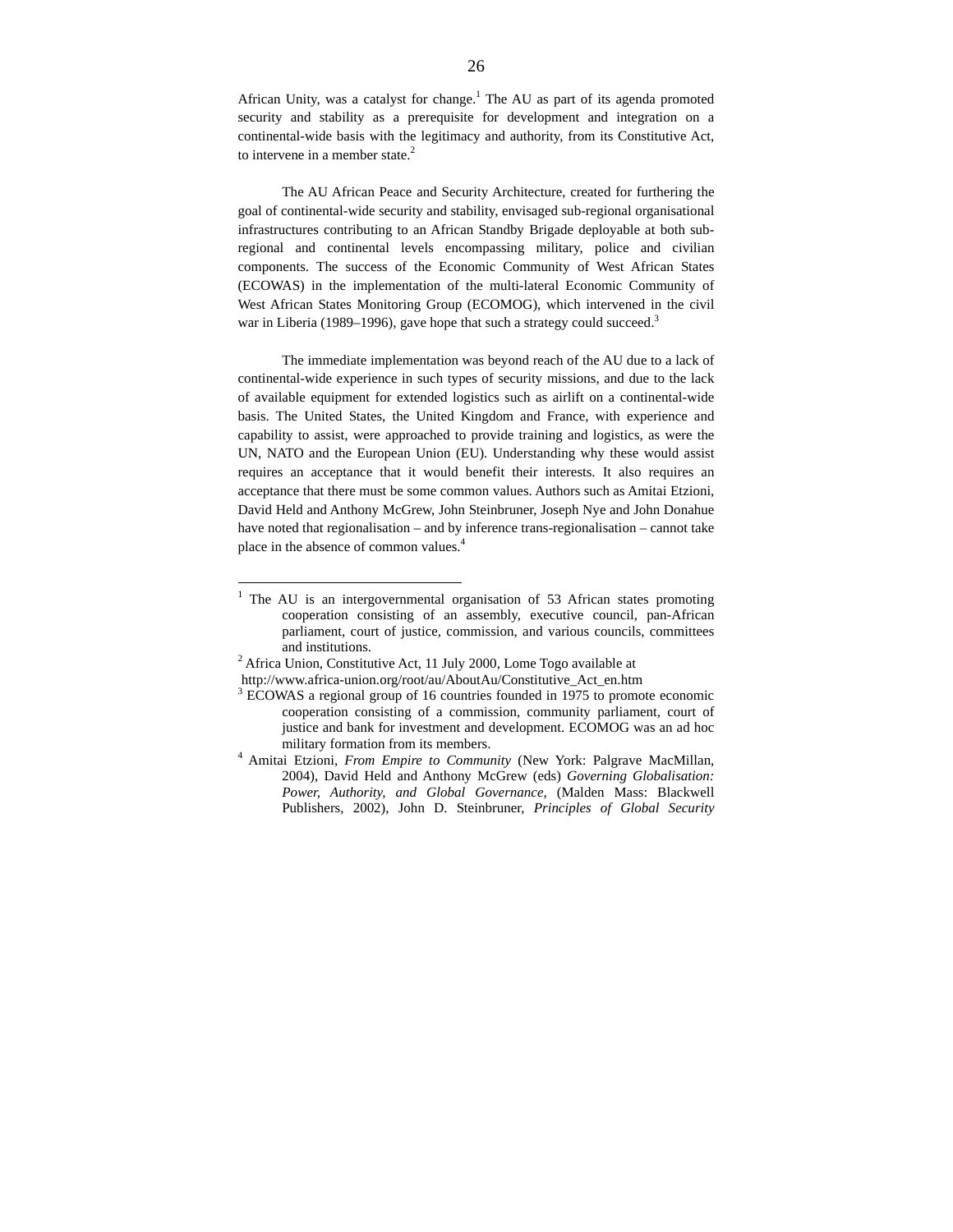African Unity, was a catalyst for change.[1] The AU as part of its agenda promoted security and stability as a prerequisite for development and integration on a continental-wide basis with the legitimacy and authority, from its Constitutive Act, to intervene in a member state.[2]

The AU African Peace and Security Architecture, created for furthering the goal of continental-wide security and stability, envisaged sub-regional organisational infrastructures contributing to an African Standby Brigade deployable at both sub-regional and continental levels encompassing military, police and civilian components. The success of the Economic Community of West African States (ECOWAS) in the implementation of the multi-lateral Economic Community of West African States Monitoring Group (ECOMOG), which intervened in the civil war in Liberia (1989–1996), gave hope that such a strategy could succeed.[3]

The immediate implementation was beyond reach of the AU due to a lack of continental-wide experience in such types of security missions, and due to the lack of available equipment for extended logistics such as airlift on a continental-wide basis. The United States, the United Kingdom and France, with experience and capability to assist, were approached to provide training and logistics, as were the UN, NATO and the European Union (EU). Understanding why these would assist requires an acceptance that it would benefit their interests. It also requires an acceptance that there must be some common values. Authors such as Amitai Etzioni, David Held and Anthony McGrew, John Steinbruner, Joseph Nye and John Donahue have noted that regionalisation – and by inference trans-regionalisation – cannot take place in the absence of common values.[4]

---

[1] The AU is an intergovernmental organisation of 53 African states promoting cooperation consisting of an assembly, executive council, pan-African parliament, court of justice, commission, and various councils, committees and institutions.

[2] Africa Union, Constitutive Act, 11 July 2000, Lome Togo available at http://www.africa-union.org/root/au/AboutAu/Constitutive_Act_en.htm

[3] ECOWAS a regional group of 16 countries founded in 1975 to promote economic cooperation consisting of a commission, community parliament, court of justice and bank for investment and development. ECOMOG was an ad hoc military formation from its members.

[4] Amitai Etzioni, *From Empire to Community* (New York: Palgrave MacMillan, 2004), David Held and Anthony McGrew (eds) *Governing Globalisation: Power, Authority, and Global Governance*, (Malden Mass: Blackwell Publishers, 2002), John D. Steinbruner, *Principles of Global Security*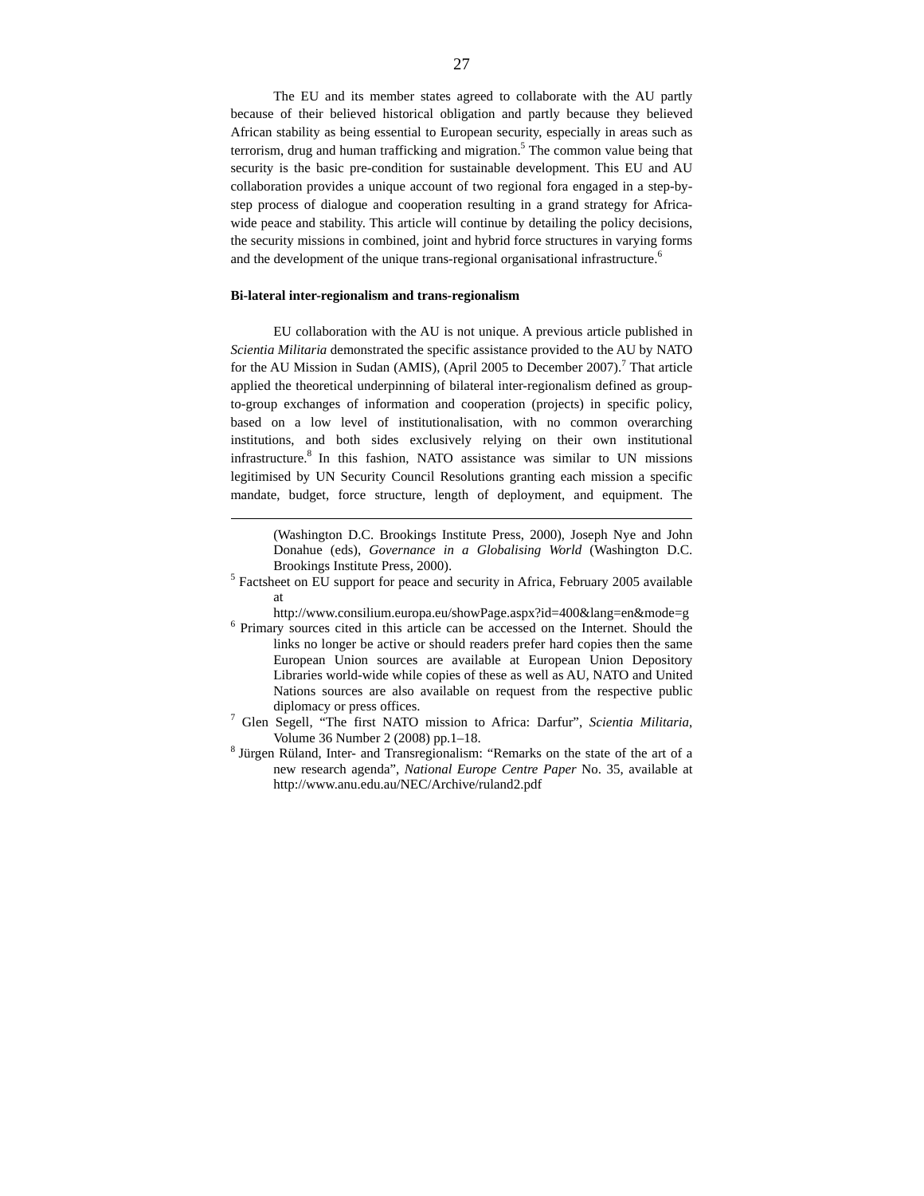The EU and its member states agreed to collaborate with the AU partly because of their believed historical obligation and partly because they believed African stability as being essential to European security, especially in areas such as terrorism, drug and human trafficking and migration.[5] The common value being that security is the basic pre-condition for sustainable development. This EU and AU collaboration provides a unique account of two regional fora engaged in a step-by-step process of dialogue and cooperation resulting in a grand strategy for Africa-wide peace and stability. This article will continue by detailing the policy decisions, the security missions in combined, joint and hybrid force structures in varying forms and the development of the unique trans-regional organisational infrastructure.[6]

**Bi-lateral inter-regionalism and trans-regionalism**

EU collaboration with the AU is not unique. A previous article published in *Scientia Militaria* demonstrated the specific assistance provided to the AU by NATO for the AU Mission in Sudan (AMIS), (April 2005 to December 2007).[7] That article applied the theoretical underpinning of bilateral inter-regionalism defined as group-to-group exchanges of information and cooperation (projects) in specific policy, based on a low level of institutionalisation, with no common overarching institutions, and both sides exclusively relying on their own institutional infrastructure.[8] In this fashion, NATO assistance was similar to UN missions legitimised by UN Security Council Resolutions granting each mission a specific mandate, budget, force structure, length of deployment, and equipment. The

---

(Washington D.C. Brookings Institute Press, 2000), Joseph Nye and John Donahue (eds), *Governance in a Globalising World* (Washington D.C. Brookings Institute Press, 2000).

[5] Factsheet on EU support for peace and security in Africa, February 2005 available at http://www.consilium.europa.eu/showPage.aspx?id=400&lang=en&mode=g

[6] Primary sources cited in this article can be accessed on the Internet. Should the links no longer be active or should readers prefer hard copies then the same European Union sources are available at European Union Depository Libraries world-wide while copies of these as well as AU, NATO and United Nations sources are also available on request from the respective public diplomacy or press offices.

[7] Glen Segell, "The first NATO mission to Africa: Darfur", *Scientia Militaria*, Volume 36 Number 2 (2008) pp.1–18.

[8] Jürgen Rüland, Inter- and Transregionalism: "Remarks on the state of the art of a new research agenda", *National Europe Centre Paper* No. 35, available at http://www.anu.edu.au/NEC/Archive/ruland2.pdf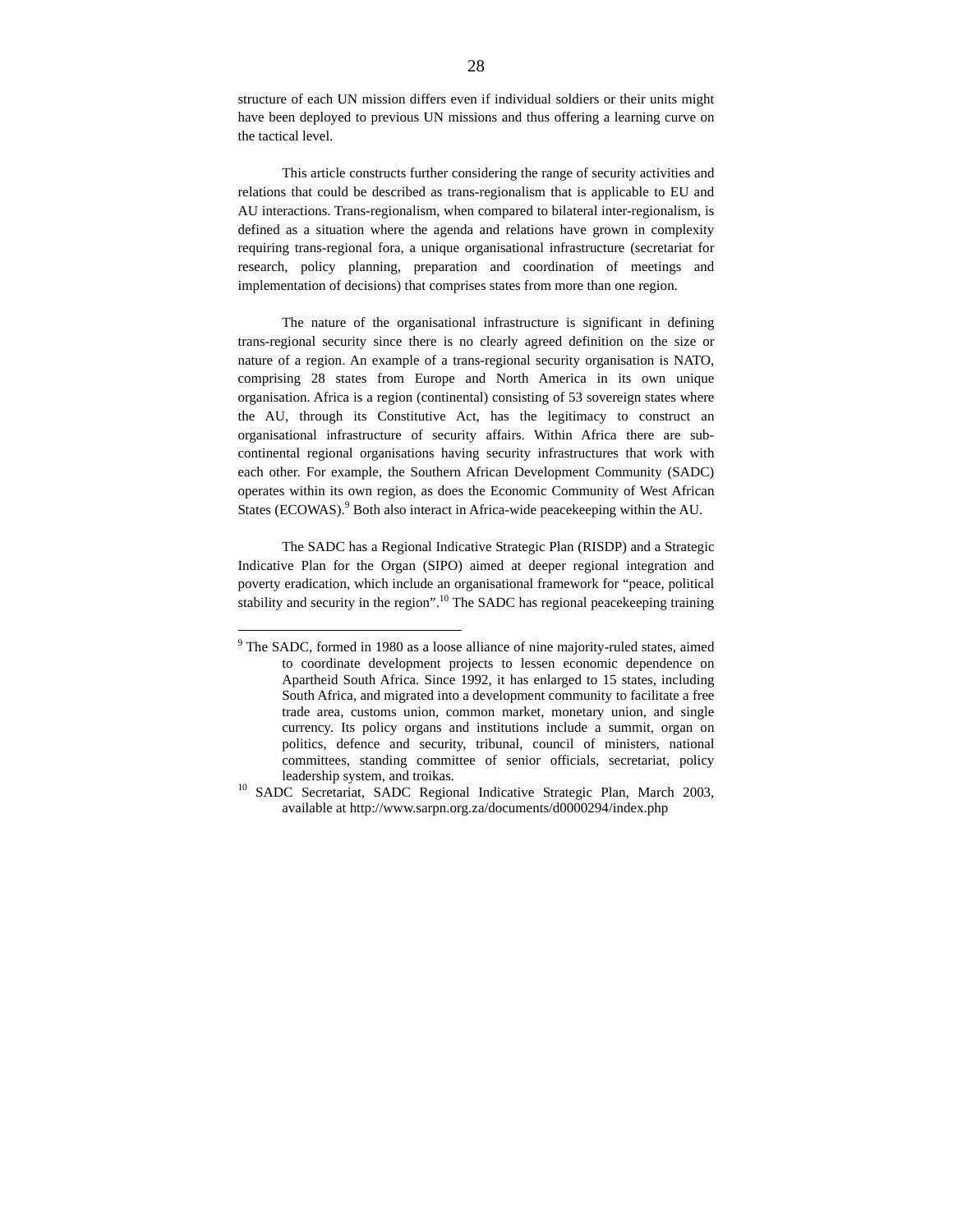structure of each UN mission differs even if individual soldiers or their units might have been deployed to previous UN missions and thus offering a learning curve on the tactical level.

This article constructs further considering the range of security activities and relations that could be described as trans-regionalism that is applicable to EU and AU interactions. Trans-regionalism, when compared to bilateral inter-regionalism, is defined as a situation where the agenda and relations have grown in complexity requiring trans-regional fora, a unique organisational infrastructure (secretariat for research, policy planning, preparation and coordination of meetings and implementation of decisions) that comprises states from more than one region.

The nature of the organisational infrastructure is significant in defining trans-regional security since there is no clearly agreed definition on the size or nature of a region. An example of a trans-regional security organisation is NATO, comprising 28 states from Europe and North America in its own unique organisation. Africa is a region (continental) consisting of 53 sovereign states where the AU, through its Constitutive Act, has the legitimacy to construct an organisational infrastructure of security affairs. Within Africa there are sub-continental regional organisations having security infrastructures that work with each other. For example, the Southern African Development Community (SADC) operates within its own region, as does the Economic Community of West African States (ECOWAS).[9] Both also interact in Africa-wide peacekeeping within the AU.

The SADC has a Regional Indicative Strategic Plan (RISDP) and a Strategic Indicative Plan for the Organ (SIPO) aimed at deeper regional integration and poverty eradication, which include an organisational framework for "peace, political stability and security in the region".[10] The SADC has regional peacekeeping training

---

[9] The SADC, formed in 1980 as a loose alliance of nine majority-ruled states, aimed to coordinate development projects to lessen economic dependence on Apartheid South Africa. Since 1992, it has enlarged to 15 states, including South Africa, and migrated into a development community to facilitate a free trade area, customs union, common market, monetary union, and single currency. Its policy organs and institutions include a summit, organ on politics, defence and security, tribunal, council of ministers, national committees, standing committee of senior officials, secretariat, policy leadership system, and troikas.

[10] SADC Secretariat, SADC Regional Indicative Strategic Plan, March 2003, available at http://www.sarpn.org.za/documents/d0000294/index.php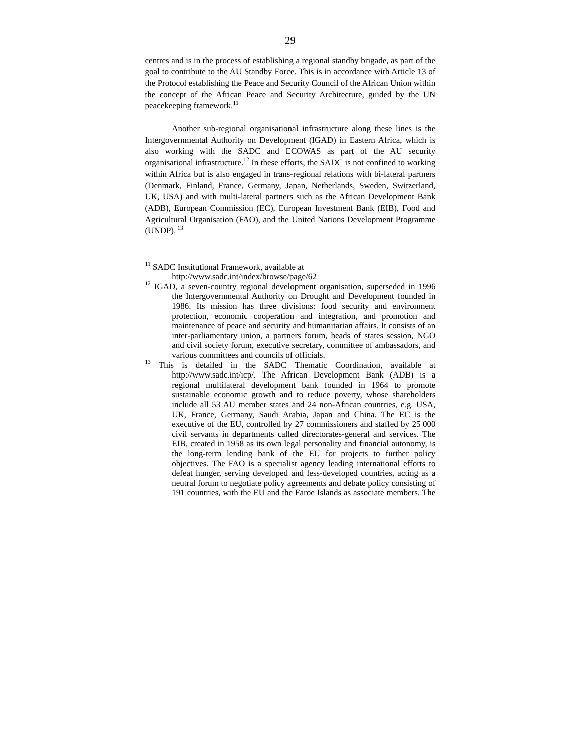centres and is in the process of establishing a regional standby brigade, as part of the goal to contribute to the AU Standby Force. This is in accordance with Article 13 of the Protocol establishing the Peace and Security Council of the African Union within the concept of the African Peace and Security Architecture, guided by the UN peacekeeping framework.[11]

Another sub-regional organisational infrastructure along these lines is the Intergovernmental Authority on Development (IGAD) in Eastern Africa, which is also working with the SADC and ECOWAS as part of the AU security organisational infrastructure.[12] In these efforts, the SADC is not confined to working within Africa but is also engaged in trans-regional relations with bi-lateral partners (Denmark, Finland, France, Germany, Japan, Netherlands, Sweden, Switzerland, UK, USA) and with multi-lateral partners such as the African Development Bank (ADB), European Commission (EC), European Investment Bank (EIB), Food and Agricultural Organisation (FAO), and the United Nations Development Programme (UNDP). [13]

---

[11] SADC Institutional Framework, available at http://www.sadc.int/index/browse/page/62

[12] IGAD, a seven-country regional development organisation, superseded in 1996 the Intergovernmental Authority on Drought and Development founded in 1986. Its mission has three divisions: food security and environment protection, economic cooperation and integration, and promotion and maintenance of peace and security and humanitarian affairs. It consists of an inter-parliamentary union, a partners forum, heads of states session, NGO and civil society forum, executive secretary, committee of ambassadors, and various committees and councils of officials.

[13] This is detailed in the SADC Thematic Coordination, available at http://www.sadc.int/icp/. The African Development Bank (ADB) is a regional multilateral development bank founded in 1964 to promote sustainable economic growth and to reduce poverty, whose shareholders include all 53 AU member states and 24 non-African countries, e.g. USA, UK, France, Germany, Saudi Arabia, Japan and China. The EC is the executive of the EU, controlled by 27 commissioners and staffed by 25 000 civil servants in departments called directorates-general and services. The EIB, created in 1958 as its own legal personality and financial autonomy, is the long-term lending bank of the EU for projects to further policy objectives. The FAO is a specialist agency leading international efforts to defeat hunger, serving developed and less-developed countries, acting as a neutral forum to negotiate policy agreements and debate policy consisting of 191 countries, with the EU and the Faroe Islands as associate members. The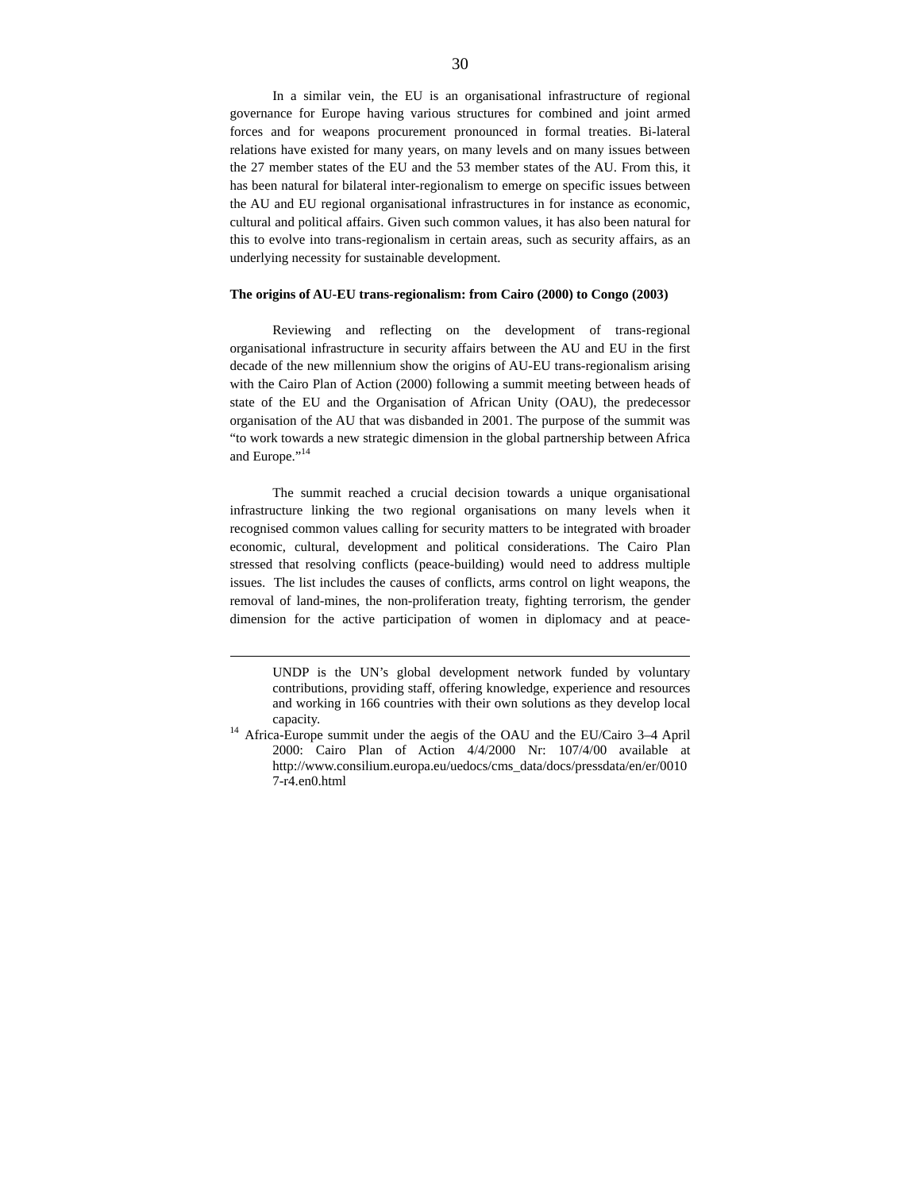In a similar vein, the EU is an organisational infrastructure of regional governance for Europe having various structures for combined and joint armed forces and for weapons procurement pronounced in formal treaties. Bi-lateral relations have existed for many years, on many levels and on many issues between the 27 member states of the EU and the 53 member states of the AU. From this, it has been natural for bilateral inter-regionalism to emerge on specific issues between the AU and EU regional organisational infrastructures in for instance as economic, cultural and political affairs. Given such common values, it has also been natural for this to evolve into trans-regionalism in certain areas, such as security affairs, as an underlying necessity for sustainable development.

**The origins of AU-EU trans-regionalism: from Cairo (2000) to Congo (2003)**

Reviewing and reflecting on the development of trans-regional organisational infrastructure in security affairs between the AU and EU in the first decade of the new millennium show the origins of AU-EU trans-regionalism arising with the Cairo Plan of Action (2000) following a summit meeting between heads of state of the EU and the Organisation of African Unity (OAU), the predecessor organisation of the AU that was disbanded in 2001. The purpose of the summit was "to work towards a new strategic dimension in the global partnership between Africa and Europe."[14]

The summit reached a crucial decision towards a unique organisational infrastructure linking the two regional organisations on many levels when it recognised common values calling for security matters to be integrated with broader economic, cultural, development and political considerations. The Cairo Plan stressed that resolving conflicts (peace-building) would need to address multiple issues. The list includes the causes of conflicts, arms control on light weapons, the removal of land-mines, the non-proliferation treaty, fighting terrorism, the gender dimension for the active participation of women in diplomacy and at peace-

---

UNDP is the UN's global development network funded by voluntary contributions, providing staff, offering knowledge, experience and resources and working in 166 countries with their own solutions as they develop local capacity.

[14] Africa-Europe summit under the aegis of the OAU and the EU/Cairo 3–4 April 2000: Cairo Plan of Action 4/4/2000 Nr: 107/4/00 available at http://www.consilium.europa.eu/uedocs/cms_data/docs/pressdata/en/er/00107-r4.en0.html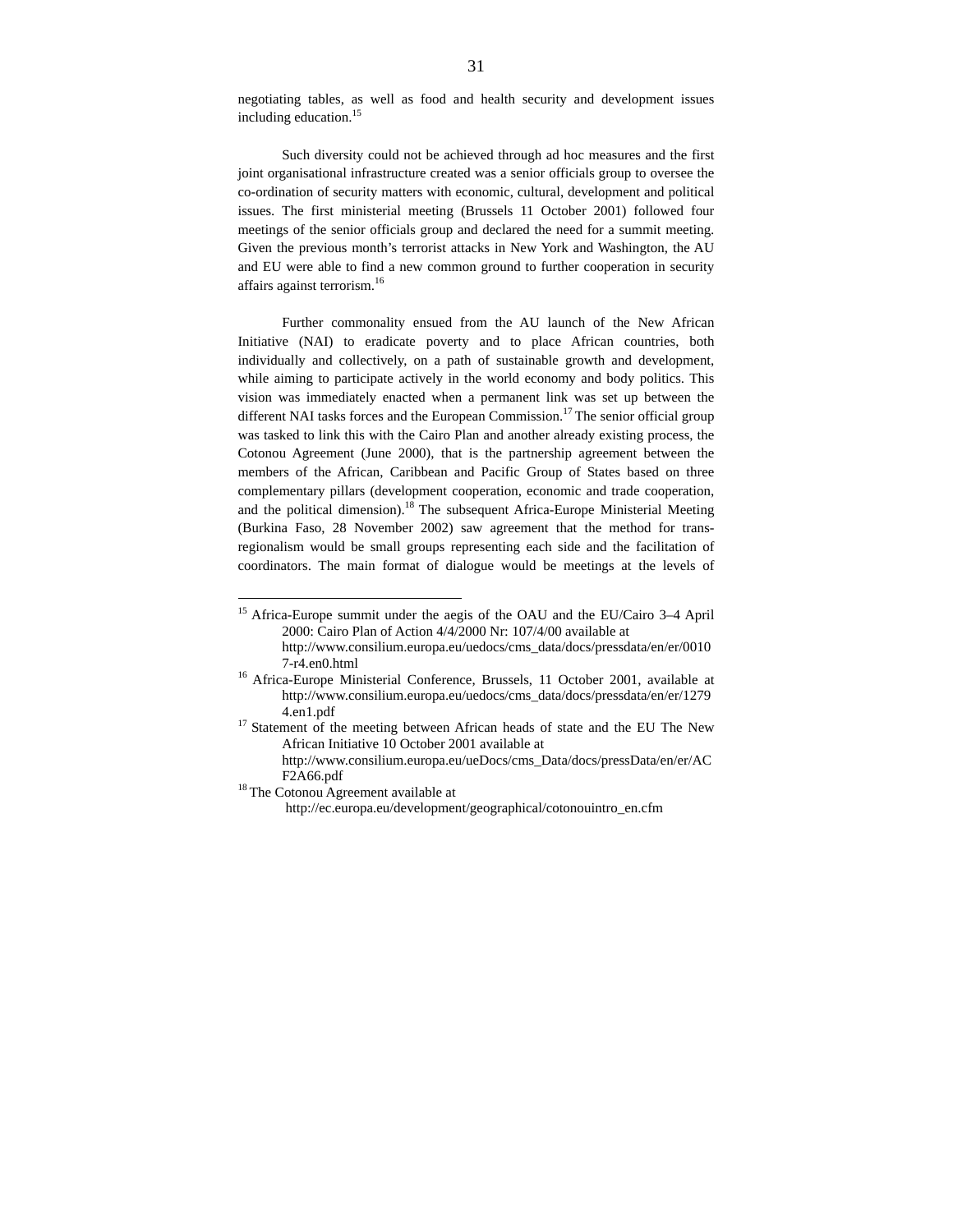negotiating tables, as well as food and health security and development issues including education.[15]

Such diversity could not be achieved through ad hoc measures and the first joint organisational infrastructure created was a senior officials group to oversee the co-ordination of security matters with economic, cultural, development and political issues. The first ministerial meeting (Brussels 11 October 2001) followed four meetings of the senior officials group and declared the need for a summit meeting. Given the previous month's terrorist attacks in New York and Washington, the AU and EU were able to find a new common ground to further cooperation in security affairs against terrorism.[16]

Further commonality ensued from the AU launch of the New African Initiative (NAI) to eradicate poverty and to place African countries, both individually and collectively, on a path of sustainable growth and development, while aiming to participate actively in the world economy and body politics. This vision was immediately enacted when a permanent link was set up between the different NAI tasks forces and the European Commission.[17] The senior official group was tasked to link this with the Cairo Plan and another already existing process, the Cotonou Agreement (June 2000), that is the partnership agreement between the members of the African, Caribbean and Pacific Group of States based on three complementary pillars (development cooperation, economic and trade cooperation, and the political dimension).[18] The subsequent Africa-Europe Ministerial Meeting (Burkina Faso, 28 November 2002) saw agreement that the method for trans-regionalism would be small groups representing each side and the facilitation of coordinators. The main format of dialogue would be meetings at the levels of

---

[15] Africa-Europe summit under the aegis of the OAU and the EU/Cairo 3–4 April 2000: Cairo Plan of Action 4/4/2000 Nr: 107/4/00 available at http://www.consilium.europa.eu/uedocs/cms_data/docs/pressdata/en/er/00107-r4.en0.html

[16] Africa-Europe Ministerial Conference, Brussels, 11 October 2001, available at http://www.consilium.europa.eu/uedocs/cms_data/docs/pressdata/en/er/12794.en1.pdf

[17] Statement of the meeting between African heads of state and the EU The New African Initiative 10 October 2001 available at http://www.consilium.europa.eu/ueDocs/cms_Data/docs/pressData/en/er/ACF2A66.pdf

[18] The Cotonou Agreement available at http://ec.europa.eu/development/geographical/cotonouintro_en.cfm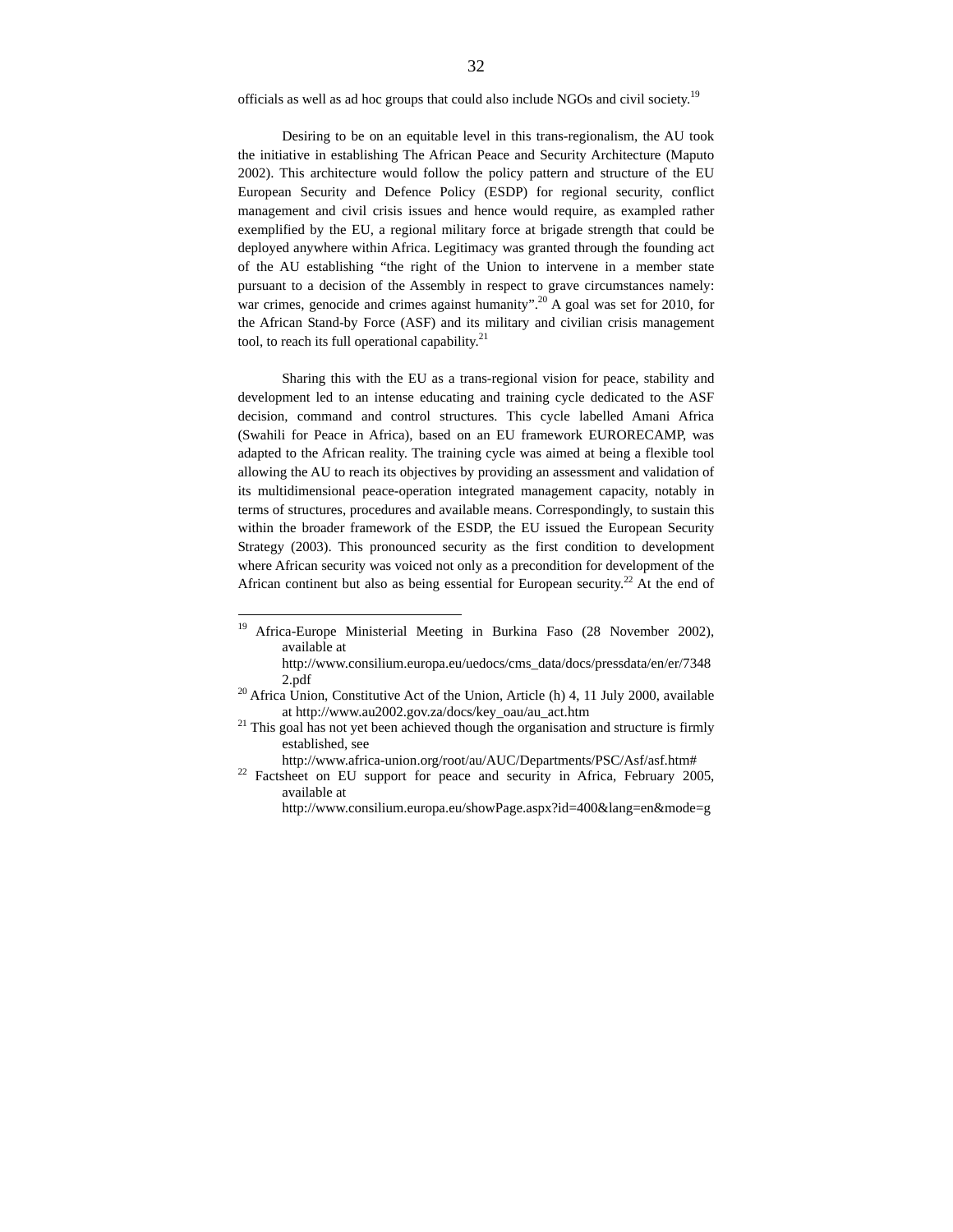officials as well as ad hoc groups that could also include NGOs and civil society.[19]

Desiring to be on an equitable level in this trans-regionalism, the AU took the initiative in establishing The African Peace and Security Architecture (Maputo 2002). This architecture would follow the policy pattern and structure of the EU European Security and Defence Policy (ESDP) for regional security, conflict management and civil crisis issues and hence would require, as exampled rather exemplified by the EU, a regional military force at brigade strength that could be deployed anywhere within Africa. Legitimacy was granted through the founding act of the AU establishing "the right of the Union to intervene in a member state pursuant to a decision of the Assembly in respect to grave circumstances namely: war crimes, genocide and crimes against humanity".[20] A goal was set for 2010, for the African Stand-by Force (ASF) and its military and civilian crisis management tool, to reach its full operational capability.[21]

Sharing this with the EU as a trans-regional vision for peace, stability and development led to an intense educating and training cycle dedicated to the ASF decision, command and control structures. This cycle labelled Amani Africa (Swahili for Peace in Africa), based on an EU framework EURORECAMP, was adapted to the African reality. The training cycle was aimed at being a flexible tool allowing the AU to reach its objectives by providing an assessment and validation of its multidimensional peace-operation integrated management capacity, notably in terms of structures, procedures and available means. Correspondingly, to sustain this within the broader framework of the ESDP, the EU issued the European Security Strategy (2003). This pronounced security as the first condition to development where African security was voiced not only as a precondition for development of the African continent but also as being essential for European security.[22] At the end of

---

[19] Africa-Europe Ministerial Meeting in Burkina Faso (28 November 2002), available at http://www.consilium.europa.eu/uedocs/cms_data/docs/pressdata/en/er/73482.pdf

[20] Africa Union, Constitutive Act of the Union, Article (h) 4, 11 July 2000, available at http://www.au2002.gov.za/docs/key_oau/au_act.htm

[21] This goal has not yet been achieved though the organisation and structure is firmly established, see http://www.africa-union.org/root/au/AUC/Departments/PSC/Asf/asf.htm#

[22] Factsheet on EU support for peace and security in Africa, February 2005, available at http://www.consilium.europa.eu/showPage.aspx?id=400&lang=en&mode=g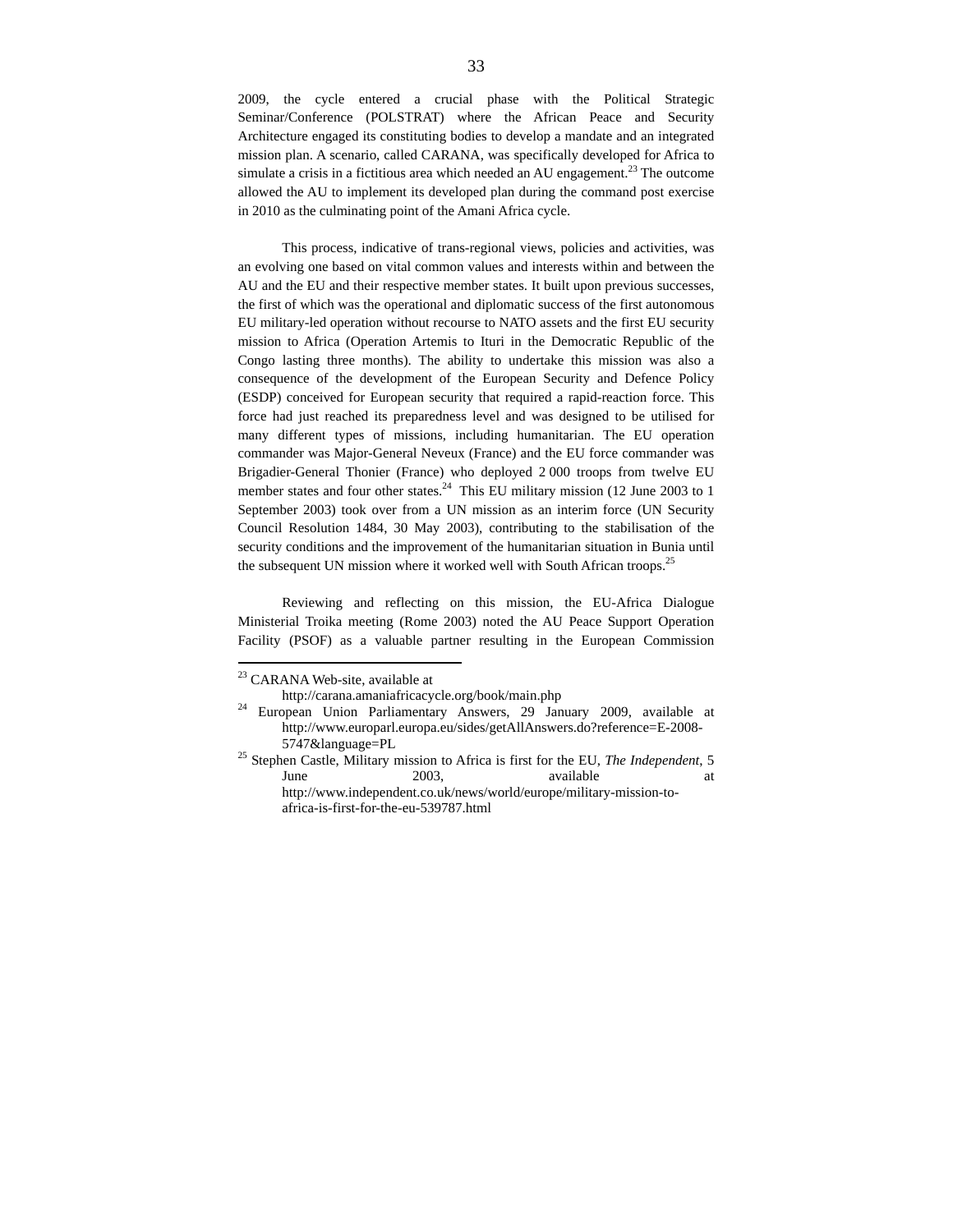2009, the cycle entered a crucial phase with the Political Strategic Seminar/Conference (POLSTRAT) where the African Peace and Security Architecture engaged its constituting bodies to develop a mandate and an integrated mission plan. A scenario, called CARANA, was specifically developed for Africa to simulate a crisis in a fictitious area which needed an AU engagement.[23] The outcome allowed the AU to implement its developed plan during the command post exercise in 2010 as the culminating point of the Amani Africa cycle.

This process, indicative of trans-regional views, policies and activities, was an evolving one based on vital common values and interests within and between the AU and the EU and their respective member states. It built upon previous successes, the first of which was the operational and diplomatic success of the first autonomous EU military-led operation without recourse to NATO assets and the first EU security mission to Africa (Operation Artemis to Ituri in the Democratic Republic of the Congo lasting three months). The ability to undertake this mission was also a consequence of the development of the European Security and Defence Policy (ESDP) conceived for European security that required a rapid-reaction force. This force had just reached its preparedness level and was designed to be utilised for many different types of missions, including humanitarian. The EU operation commander was Major-General Neveux (France) and the EU force commander was Brigadier-General Thonier (France) who deployed 2 000 troops from twelve EU member states and four other states.[24] This EU military mission (12 June 2003 to 1 September 2003) took over from a UN mission as an interim force (UN Security Council Resolution 1484, 30 May 2003), contributing to the stabilisation of the security conditions and the improvement of the humanitarian situation in Bunia until the subsequent UN mission where it worked well with South African troops.[25]

Reviewing and reflecting on this mission, the EU-Africa Dialogue Ministerial Troika meeting (Rome 2003) noted the AU Peace Support Operation Facility (PSOF) as a valuable partner resulting in the European Commission

---

[23] CARANA Web-site, available at http://carana.amaniafricacycle.org/book/main.php

[24] European Union Parliamentary Answers, 29 January 2009, available at http://www.europarl.europa.eu/sides/getAllAnswers.do?reference=E-2008-5747&language=PL

[25] Stephen Castle, Military mission to Africa is first for the EU, *The Independent*, 5 June 2003, available at http://www.independent.co.uk/news/world/europe/military-mission-to-africa-is-first-for-the-eu-539787.html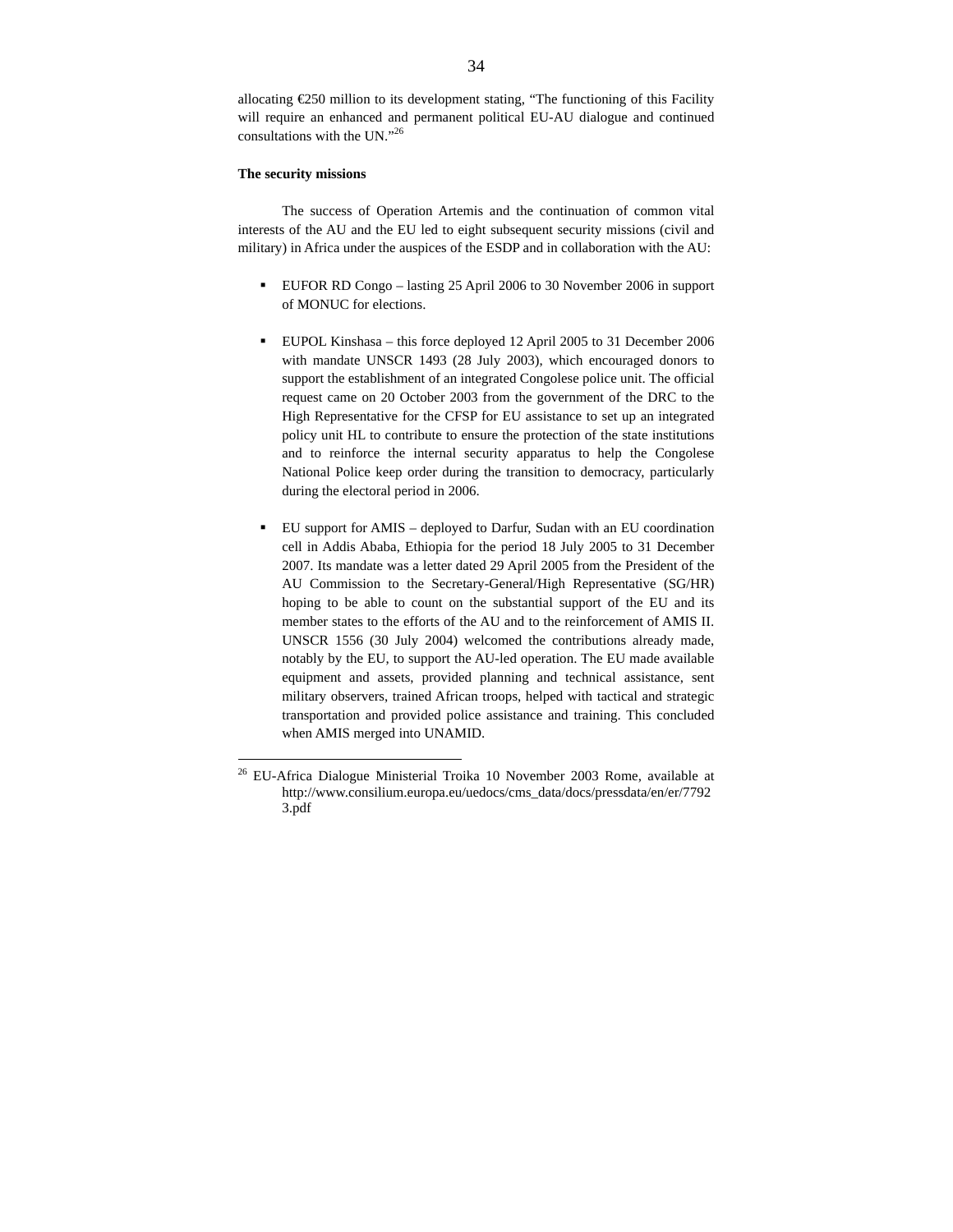allocating €250 million to its development stating, "The functioning of this Facility will require an enhanced and permanent political EU-AU dialogue and continued consultations with the UN."[26]

**The security missions**

The success of Operation Artemis and the continuation of common vital interests of the AU and the EU led to eight subsequent security missions (civil and military) in Africa under the auspices of the ESDP and in collaboration with the AU:

- EUFOR RD Congo – lasting 25 April 2006 to 30 November 2006 in support of MONUC for elections.

- EUPOL Kinshasa – this force deployed 12 April 2005 to 31 December 2006 with mandate UNSCR 1493 (28 July 2003), which encouraged donors to support the establishment of an integrated Congolese police unit. The official request came on 20 October 2003 from the government of the DRC to the High Representative for the CFSP for EU assistance to set up an integrated policy unit HL to contribute to ensure the protection of the state institutions and to reinforce the internal security apparatus to help the Congolese National Police keep order during the transition to democracy, particularly during the electoral period in 2006.

- EU support for AMIS – deployed to Darfur, Sudan with an EU coordination cell in Addis Ababa, Ethiopia for the period 18 July 2005 to 31 December 2007. Its mandate was a letter dated 29 April 2005 from the President of the AU Commission to the Secretary-General/High Representative (SG/HR) hoping to be able to count on the substantial support of the EU and its member states to the efforts of the AU and to the reinforcement of AMIS II. UNSCR 1556 (30 July 2004) welcomed the contributions already made, notably by the EU, to support the AU-led operation. The EU made available equipment and assets, provided planning and technical assistance, sent military observers, trained African troops, helped with tactical and strategic transportation and provided police assistance and training. This concluded when AMIS merged into UNAMID.

---

[26] EU-Africa Dialogue Ministerial Troika 10 November 2003 Rome, available at http://www.consilium.europa.eu/uedocs/cms_data/docs/pressdata/en/er/77923.pdf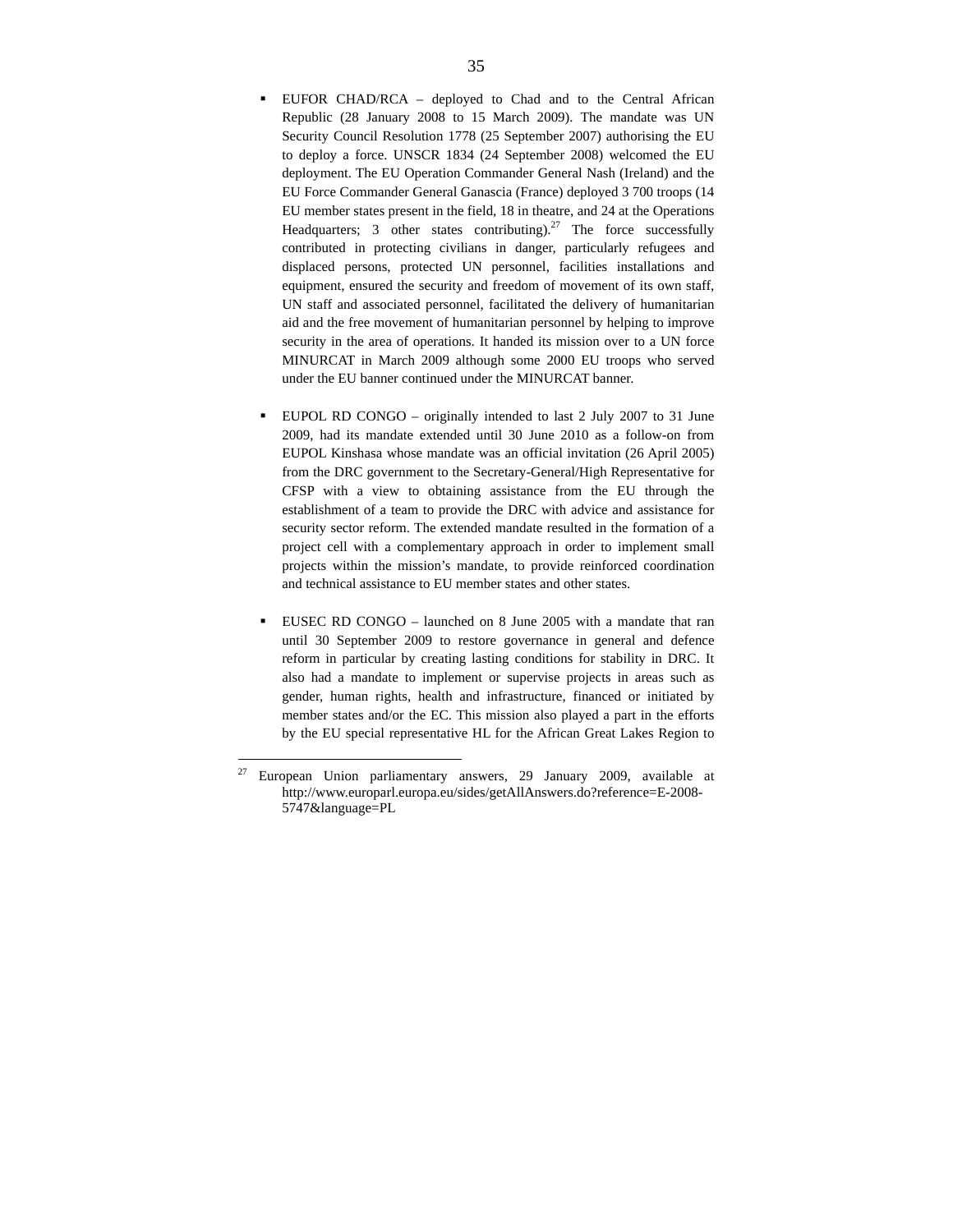- EUFOR CHAD/RCA – deployed to Chad and to the Central African Republic (28 January 2008 to 15 March 2009). The mandate was UN Security Council Resolution 1778 (25 September 2007) authorising the EU to deploy a force. UNSCR 1834 (24 September 2008) welcomed the EU deployment. The EU Operation Commander General Nash (Ireland) and the EU Force Commander General Ganascia (France) deployed 3 700 troops (14 EU member states present in the field, 18 in theatre, and 24 at the Operations Headquarters; 3 other states contributing).[27] The force successfully contributed in protecting civilians in danger, particularly refugees and displaced persons, protected UN personnel, facilities installations and equipment, ensured the security and freedom of movement of its own staff, UN staff and associated personnel, facilitated the delivery of humanitarian aid and the free movement of humanitarian personnel by helping to improve security in the area of operations. It handed its mission over to a UN force MINURCAT in March 2009 although some 2000 EU troops who served under the EU banner continued under the MINURCAT banner.

- EUPOL RD CONGO – originally intended to last 2 July 2007 to 31 June 2009, had its mandate extended until 30 June 2010 as a follow-on from EUPOL Kinshasa whose mandate was an official invitation (26 April 2005) from the DRC government to the Secretary-General/High Representative for CFSP with a view to obtaining assistance from the EU through the establishment of a team to provide the DRC with advice and assistance for security sector reform. The extended mandate resulted in the formation of a project cell with a complementary approach in order to implement small projects within the mission's mandate, to provide reinforced coordination and technical assistance to EU member states and other states.

- EUSEC RD CONGO – launched on 8 June 2005 with a mandate that ran until 30 September 2009 to restore governance in general and defence reform in particular by creating lasting conditions for stability in DRC. It also had a mandate to implement or supervise projects in areas such as gender, human rights, health and infrastructure, financed or initiated by member states and/or the EC. This mission also played a part in the efforts by the EU special representative HL for the African Great Lakes Region to

---

[27] European Union parliamentary answers, 29 January 2009, available at http://www.europarl.europa.eu/sides/getAllAnswers.do?reference=E-2008-5747&language=PL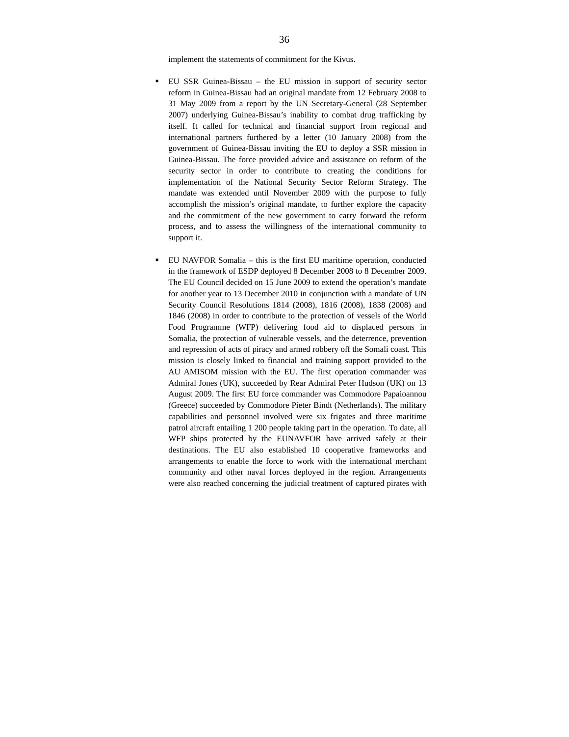implement the statements of commitment for the Kivus.

- EU SSR Guinea-Bissau – the EU mission in support of security sector reform in Guinea-Bissau had an original mandate from 12 February 2008 to 31 May 2009 from a report by the UN Secretary-General (28 September 2007) underlying Guinea-Bissau's inability to combat drug trafficking by itself. It called for technical and financial support from regional and international partners furthered by a letter (10 January 2008) from the government of Guinea-Bissau inviting the EU to deploy a SSR mission in Guinea-Bissau. The force provided advice and assistance on reform of the security sector in order to contribute to creating the conditions for implementation of the National Security Sector Reform Strategy. The mandate was extended until November 2009 with the purpose to fully accomplish the mission's original mandate, to further explore the capacity and the commitment of the new government to carry forward the reform process, and to assess the willingness of the international community to support it.

- EU NAVFOR Somalia – this is the first EU maritime operation, conducted in the framework of ESDP deployed 8 December 2008 to 8 December 2009. The EU Council decided on 15 June 2009 to extend the operation's mandate for another year to 13 December 2010 in conjunction with a mandate of UN Security Council Resolutions 1814 (2008), 1816 (2008), 1838 (2008) and 1846 (2008) in order to contribute to the protection of vessels of the World Food Programme (WFP) delivering food aid to displaced persons in Somalia, the protection of vulnerable vessels, and the deterrence, prevention and repression of acts of piracy and armed robbery off the Somali coast. This mission is closely linked to financial and training support provided to the AU AMISOM mission with the EU. The first operation commander was Admiral Jones (UK), succeeded by Rear Admiral Peter Hudson (UK) on 13 August 2009. The first EU force commander was Commodore Papaioannou (Greece) succeeded by Commodore Pieter Bindt (Netherlands). The military capabilities and personnel involved were six frigates and three maritime patrol aircraft entailing 1 200 people taking part in the operation. To date, all WFP ships protected by the EUNAVFOR have arrived safely at their destinations. The EU also established 10 cooperative frameworks and arrangements to enable the force to work with the international merchant community and other naval forces deployed in the region. Arrangements were also reached concerning the judicial treatment of captured pirates with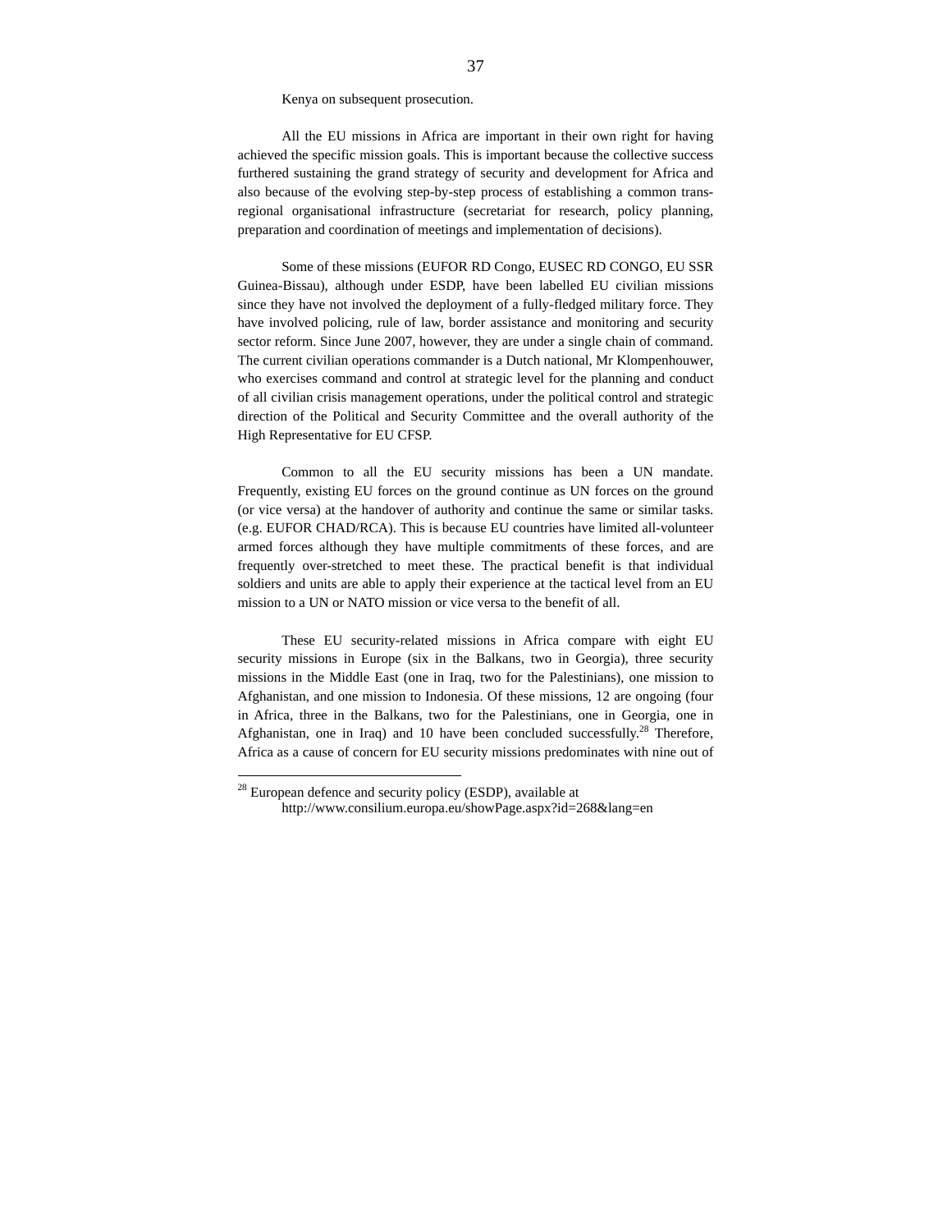Kenya on subsequent prosecution.

All the EU missions in Africa are important in their own right for having achieved the specific mission goals. This is important because the collective success furthered sustaining the grand strategy of security and development for Africa and also because of the evolving step-by-step process of establishing a common trans-regional organisational infrastructure (secretariat for research, policy planning, preparation and coordination of meetings and implementation of decisions).

Some of these missions (EUFOR RD Congo, EUSEC RD CONGO, EU SSR Guinea-Bissau), although under ESDP, have been labelled EU civilian missions since they have not involved the deployment of a fully-fledged military force. They have involved policing, rule of law, border assistance and monitoring and security sector reform. Since June 2007, however, they are under a single chain of command. The current civilian operations commander is a Dutch national, Mr Klompenhouwer, who exercises command and control at strategic level for the planning and conduct of all civilian crisis management operations, under the political control and strategic direction of the Political and Security Committee and the overall authority of the High Representative for EU CFSP.

Common to all the EU security missions has been a UN mandate. Frequently, existing EU forces on the ground continue as UN forces on the ground (or vice versa) at the handover of authority and continue the same or similar tasks. (e.g. EUFOR CHAD/RCA). This is because EU countries have limited all-volunteer armed forces although they have multiple commitments of these forces, and are frequently over-stretched to meet these. The practical benefit is that individual soldiers and units are able to apply their experience at the tactical level from an EU mission to a UN or NATO mission or vice versa to the benefit of all.

These EU security-related missions in Africa compare with eight EU security missions in Europe (six in the Balkans, two in Georgia), three security missions in the Middle East (one in Iraq, two for the Palestinians), one mission to Afghanistan, and one mission to Indonesia. Of these missions, 12 are ongoing (four in Africa, three in the Balkans, two for the Palestinians, one in Georgia, one in Afghanistan, one in Iraq) and 10 have been concluded successfully.[28] Therefore, Africa as a cause of concern for EU security missions predominates with nine out of

---

[28] European defence and security policy (ESDP), available at http://www.consilium.europa.eu/showPage.aspx?id=268&lang=en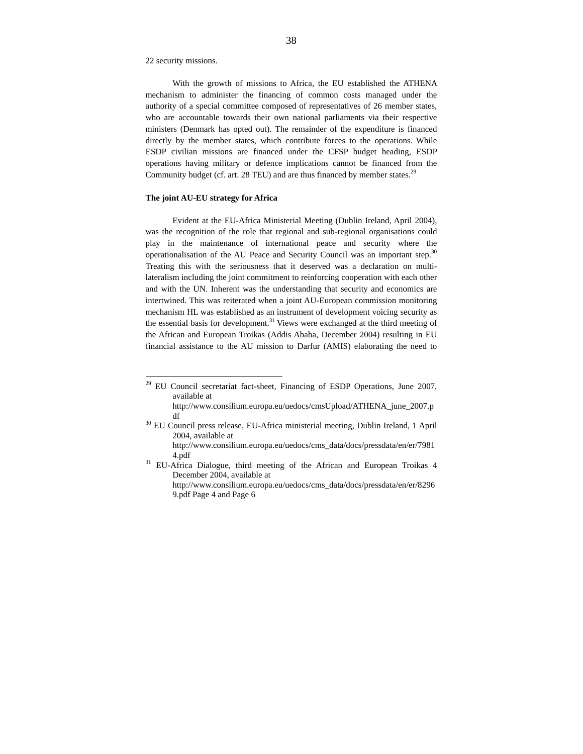22 security missions.

With the growth of missions to Africa, the EU established the ATHENA mechanism to administer the financing of common costs managed under the authority of a special committee composed of representatives of 26 member states, who are accountable towards their own national parliaments via their respective ministers (Denmark has opted out). The remainder of the expenditure is financed directly by the member states, which contribute forces to the operations. While ESDP civilian missions are financed under the CFSP budget heading, ESDP operations having military or defence implications cannot be financed from the Community budget (cf. art. 28 TEU) and are thus financed by member states.[29]

**The joint AU-EU strategy for Africa**

Evident at the EU-Africa Ministerial Meeting (Dublin Ireland, April 2004), was the recognition of the role that regional and sub-regional organisations could play in the maintenance of international peace and security where the operationalisation of the AU Peace and Security Council was an important step.[30] Treating this with the seriousness that it deserved was a declaration on multi-lateralism including the joint commitment to reinforcing cooperation with each other and with the UN. Inherent was the understanding that security and economics are intertwined. This was reiterated when a joint AU-European commission monitoring mechanism HL was established as an instrument of development voicing security as the essential basis for development.[31] Views were exchanged at the third meeting of the African and European Troikas (Addis Ababa, December 2004) resulting in EU financial assistance to the AU mission to Darfur (AMIS) elaborating the need to

---

[29] EU Council secretariat fact-sheet, Financing of ESDP Operations, June 2007, available at http://www.consilium.europa.eu/uedocs/cmsUpload/ATHENA_june_2007.pdf

[30] EU Council press release, EU-Africa ministerial meeting, Dublin Ireland, 1 April 2004, available at http://www.consilium.europa.eu/uedocs/cms_data/docs/pressdata/en/er/79814.pdf

[31] EU-Africa Dialogue, third meeting of the African and European Troikas 4 December 2004, available at http://www.consilium.europa.eu/uedocs/cms_data/docs/pressdata/en/er/82969.pdf Page 4 and Page 6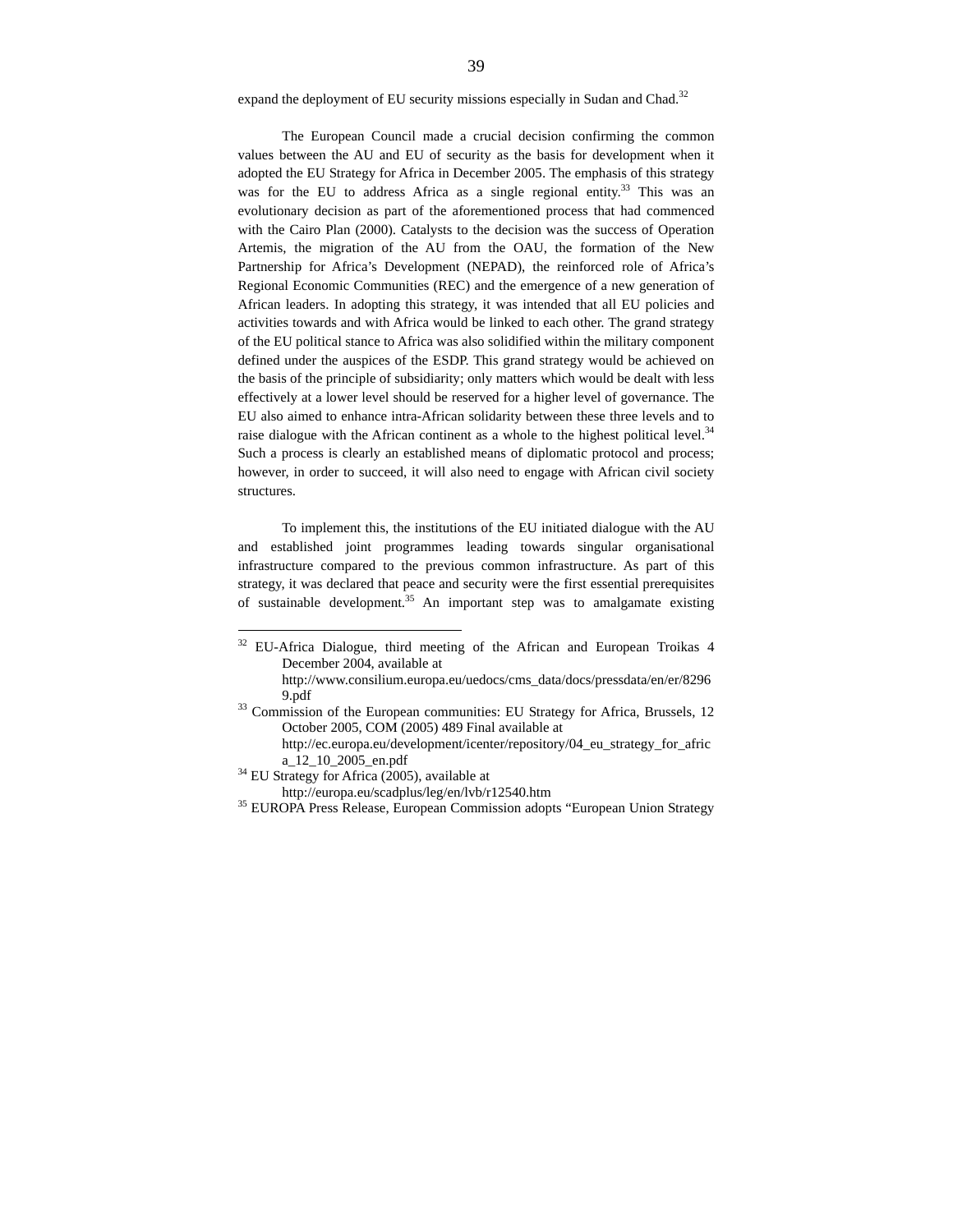expand the deployment of EU security missions especially in Sudan and Chad.[32]

The European Council made a crucial decision confirming the common values between the AU and EU of security as the basis for development when it adopted the EU Strategy for Africa in December 2005. The emphasis of this strategy was for the EU to address Africa as a single regional entity.[33] This was an evolutionary decision as part of the aforementioned process that had commenced with the Cairo Plan (2000). Catalysts to the decision was the success of Operation Artemis, the migration of the AU from the OAU, the formation of the New Partnership for Africa's Development (NEPAD), the reinforced role of Africa's Regional Economic Communities (REC) and the emergence of a new generation of African leaders. In adopting this strategy, it was intended that all EU policies and activities towards and with Africa would be linked to each other. The grand strategy of the EU political stance to Africa was also solidified within the military component defined under the auspices of the ESDP. This grand strategy would be achieved on the basis of the principle of subsidiarity; only matters which would be dealt with less effectively at a lower level should be reserved for a higher level of governance. The EU also aimed to enhance intra-African solidarity between these three levels and to raise dialogue with the African continent as a whole to the highest political level.[34] Such a process is clearly an established means of diplomatic protocol and process; however, in order to succeed, it will also need to engage with African civil society structures.

To implement this, the institutions of the EU initiated dialogue with the AU and established joint programmes leading towards singular organisational infrastructure compared to the previous common infrastructure. As part of this strategy, it was declared that peace and security were the first essential prerequisites of sustainable development.[35] An important step was to amalgamate existing

---

[32] EU-Africa Dialogue, third meeting of the African and European Troikas 4 December 2004, available at http://www.consilium.europa.eu/uedocs/cms_data/docs/pressdata/en/er/82969.pdf

[33] Commission of the European communities: EU Strategy for Africa, Brussels, 12 October 2005, COM (2005) 489 Final available at http://ec.europa.eu/development/icenter/repository/04_eu_strategy_for_africa_12_10_2005_en.pdf

[34] EU Strategy for Africa (2005), available at http://europa.eu/scadplus/leg/en/lvb/r12540.htm

[35] EUROPA Press Release, European Commission adopts "European Union Strategy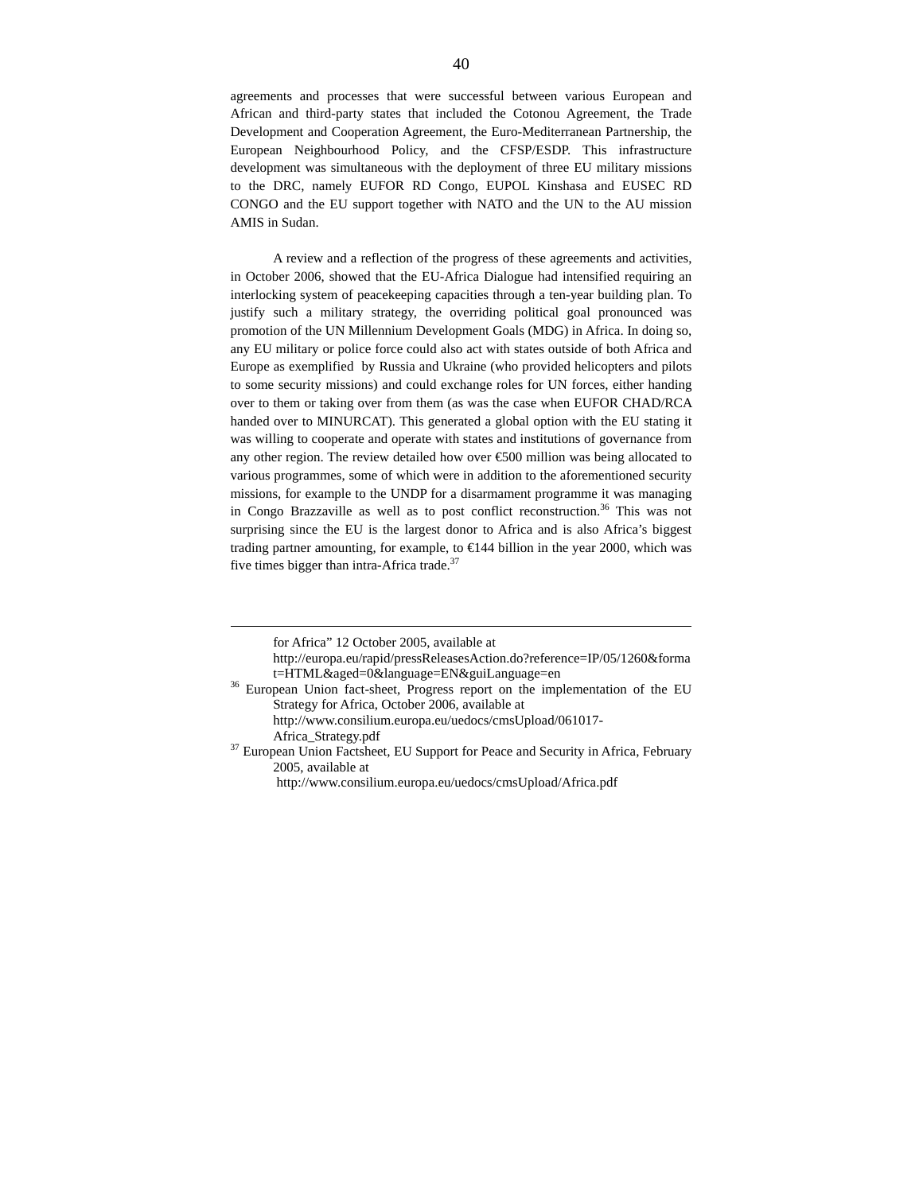agreements and processes that were successful between various European and African and third-party states that included the Cotonou Agreement, the Trade Development and Cooperation Agreement, the Euro-Mediterranean Partnership, the European Neighbourhood Policy, and the CFSP/ESDP. This infrastructure development was simultaneous with the deployment of three EU military missions to the DRC, namely EUFOR RD Congo, EUPOL Kinshasa and EUSEC RD CONGO and the EU support together with NATO and the UN to the AU mission AMIS in Sudan.

A review and a reflection of the progress of these agreements and activities, in October 2006, showed that the EU-Africa Dialogue had intensified requiring an interlocking system of peacekeeping capacities through a ten-year building plan. To justify such a military strategy, the overriding political goal pronounced was promotion of the UN Millennium Development Goals (MDG) in Africa. In doing so, any EU military or police force could also act with states outside of both Africa and Europe as exemplified by Russia and Ukraine (who provided helicopters and pilots to some security missions) and could exchange roles for UN forces, either handing over to them or taking over from them (as was the case when EUFOR CHAD/RCA handed over to MINURCAT). This generated a global option with the EU stating it was willing to cooperate and operate with states and institutions of governance from any other region. The review detailed how over €500 million was being allocated to various programmes, some of which were in addition to the aforementioned security missions, for example to the UNDP for a disarmament programme it was managing in Congo Brazzaville as well as to post conflict reconstruction.[36] This was not surprising since the EU is the largest donor to Africa and is also Africa's biggest trading partner amounting, for example, to €144 billion in the year 2000, which was five times bigger than intra-Africa trade.[37]

---

for Africa" 12 October 2005, available at http://europa.eu/rapid/pressReleasesAction.do?reference=IP/05/1260&format=HTML&aged=0&language=EN&guiLanguage=en

[36] European Union fact-sheet, Progress report on the implementation of the EU Strategy for Africa, October 2006, available at http://www.consilium.europa.eu/uedocs/cmsUpload/061017-Africa_Strategy.pdf

[37] European Union Factsheet, EU Support for Peace and Security in Africa, February 2005, available at http://www.consilium.europa.eu/uedocs/cmsUpload/Africa.pdf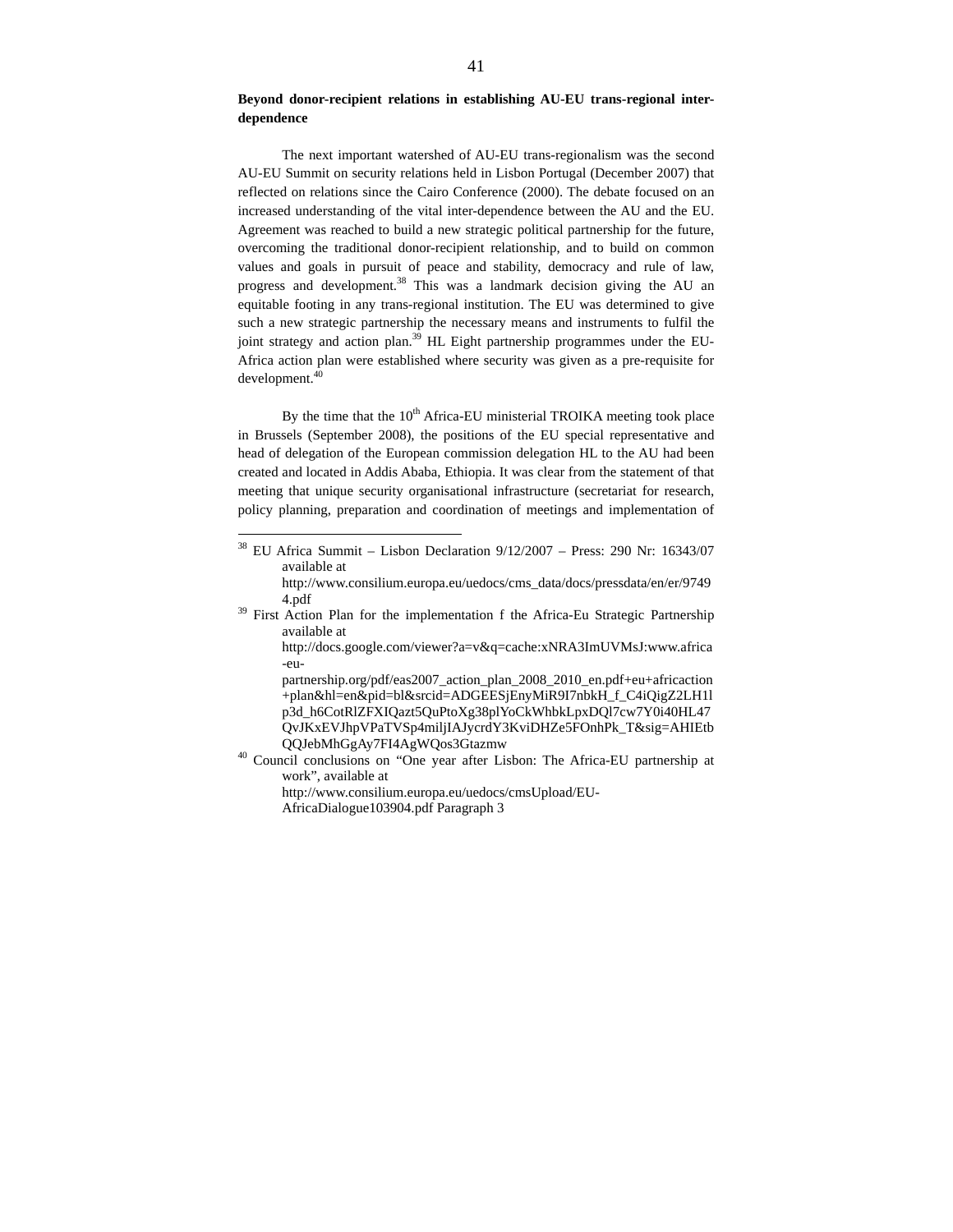**Beyond donor-recipient relations in establishing AU-EU trans-regional inter-dependence**

The next important watershed of AU-EU trans-regionalism was the second AU-EU Summit on security relations held in Lisbon Portugal (December 2007) that reflected on relations since the Cairo Conference (2000). The debate focused on an increased understanding of the vital inter-dependence between the AU and the EU. Agreement was reached to build a new strategic political partnership for the future, overcoming the traditional donor-recipient relationship, and to build on common values and goals in pursuit of peace and stability, democracy and rule of law, progress and development.[38] This was a landmark decision giving the AU an equitable footing in any trans-regional institution. The EU was determined to give such a new strategic partnership the necessary means and instruments to fulfil the joint strategy and action plan.[39] HL Eight partnership programmes under the EU-Africa action plan were established where security was given as a pre-requisite for development.[40]

By the time that the 10th Africa-EU ministerial TROIKA meeting took place in Brussels (September 2008), the positions of the EU special representative and head of delegation of the European commission delegation HL to the AU had been created and located in Addis Ababa, Ethiopia. It was clear from the statement of that meeting that unique security organisational infrastructure (secretariat for research, policy planning, preparation and coordination of meetings and implementation of

---

[38] EU Africa Summit – Lisbon Declaration 9/12/2007 – Press: 290 Nr: 16343/07 available at http://www.consilium.europa.eu/uedocs/cms_data/docs/pressdata/en/er/97494.pdf

[39] First Action Plan for the implementation f the Africa-Eu Strategic Partnership available at http://docs.google.com/viewer?a=v&q=cache:xNRA3ImUVMsJ:www.africa-eu-partnership.org/pdf/eas2007_action_plan_2008_2010_en.pdf+eu+africaction+plan&hl=en&pid=bl&srcid=ADGEESjEnyMiR9I7nbkH_f_C4iQigZ2LH1lp3d_h6CotRlZFXIQazt5QuPtoXg38plYoCkWhbkLpxDQl7cw7Y0i40HL47QvJKxEVJhpVPaTVSp4miljIAJycrdY3KviDHZe5FOnhPk_T&sig=AHIEtbQQJebMhGgAy7FI4AgWQos3Gtazmw

[40] Council conclusions on "One year after Lisbon: The Africa-EU partnership at work", available at http://www.consilium.europa.eu/uedocs/cmsUpload/EU-AfricaDialogue103904.pdf Paragraph 3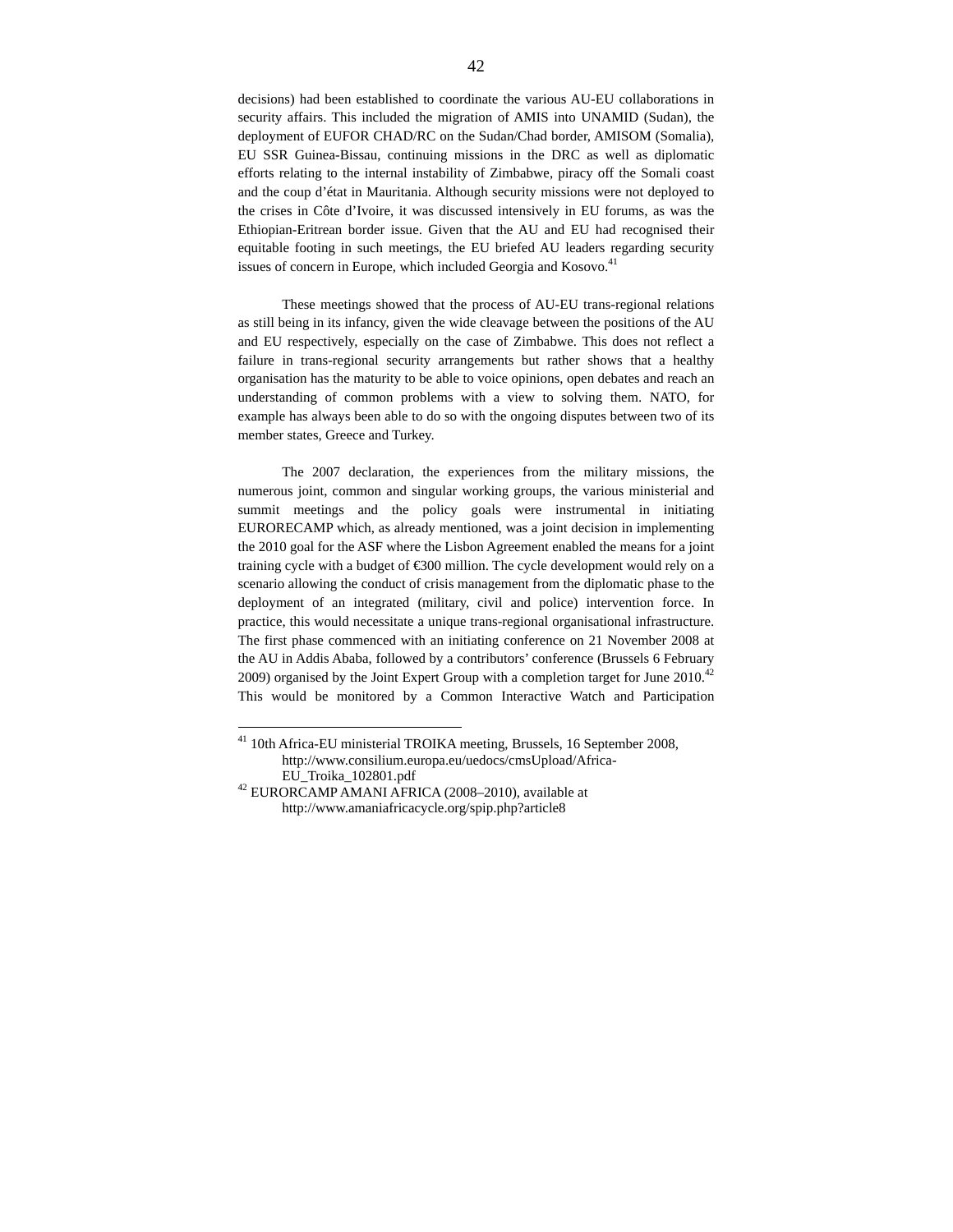decisions) had been established to coordinate the various AU-EU collaborations in security affairs. This included the migration of AMIS into UNAMID (Sudan), the deployment of EUFOR CHAD/RC on the Sudan/Chad border, AMISOM (Somalia), EU SSR Guinea-Bissau, continuing missions in the DRC as well as diplomatic efforts relating to the internal instability of Zimbabwe, piracy off the Somali coast and the coup d'état in Mauritania. Although security missions were not deployed to the crises in Côte d'Ivoire, it was discussed intensively in EU forums, as was the Ethiopian-Eritrean border issue. Given that the AU and EU had recognised their equitable footing in such meetings, the EU briefed AU leaders regarding security issues of concern in Europe, which included Georgia and Kosovo.[41]

These meetings showed that the process of AU-EU trans-regional relations as still being in its infancy, given the wide cleavage between the positions of the AU and EU respectively, especially on the case of Zimbabwe. This does not reflect a failure in trans-regional security arrangements but rather shows that a healthy organisation has the maturity to be able to voice opinions, open debates and reach an understanding of common problems with a view to solving them. NATO, for example has always been able to do so with the ongoing disputes between two of its member states, Greece and Turkey.

The 2007 declaration, the experiences from the military missions, the numerous joint, common and singular working groups, the various ministerial and summit meetings and the policy goals were instrumental in initiating EURORECAMP which, as already mentioned, was a joint decision in implementing the 2010 goal for the ASF where the Lisbon Agreement enabled the means for a joint training cycle with a budget of €300 million. The cycle development would rely on a scenario allowing the conduct of crisis management from the diplomatic phase to the deployment of an integrated (military, civil and police) intervention force. In practice, this would necessitate a unique trans-regional organisational infrastructure. The first phase commenced with an initiating conference on 21 November 2008 at the AU in Addis Ababa, followed by a contributors' conference (Brussels 6 February 2009) organised by the Joint Expert Group with a completion target for June 2010.[42] This would be monitored by a Common Interactive Watch and Participation

---

[41] 10th Africa-EU ministerial TROIKA meeting, Brussels, 16 September 2008, http://www.consilium.europa.eu/uedocs/cmsUpload/Africa-EU_Troika_102801.pdf

[42] EURORCAMP AMANI AFRICA (2008–2010), available at http://www.amaniafricacycle.org/spip.php?article8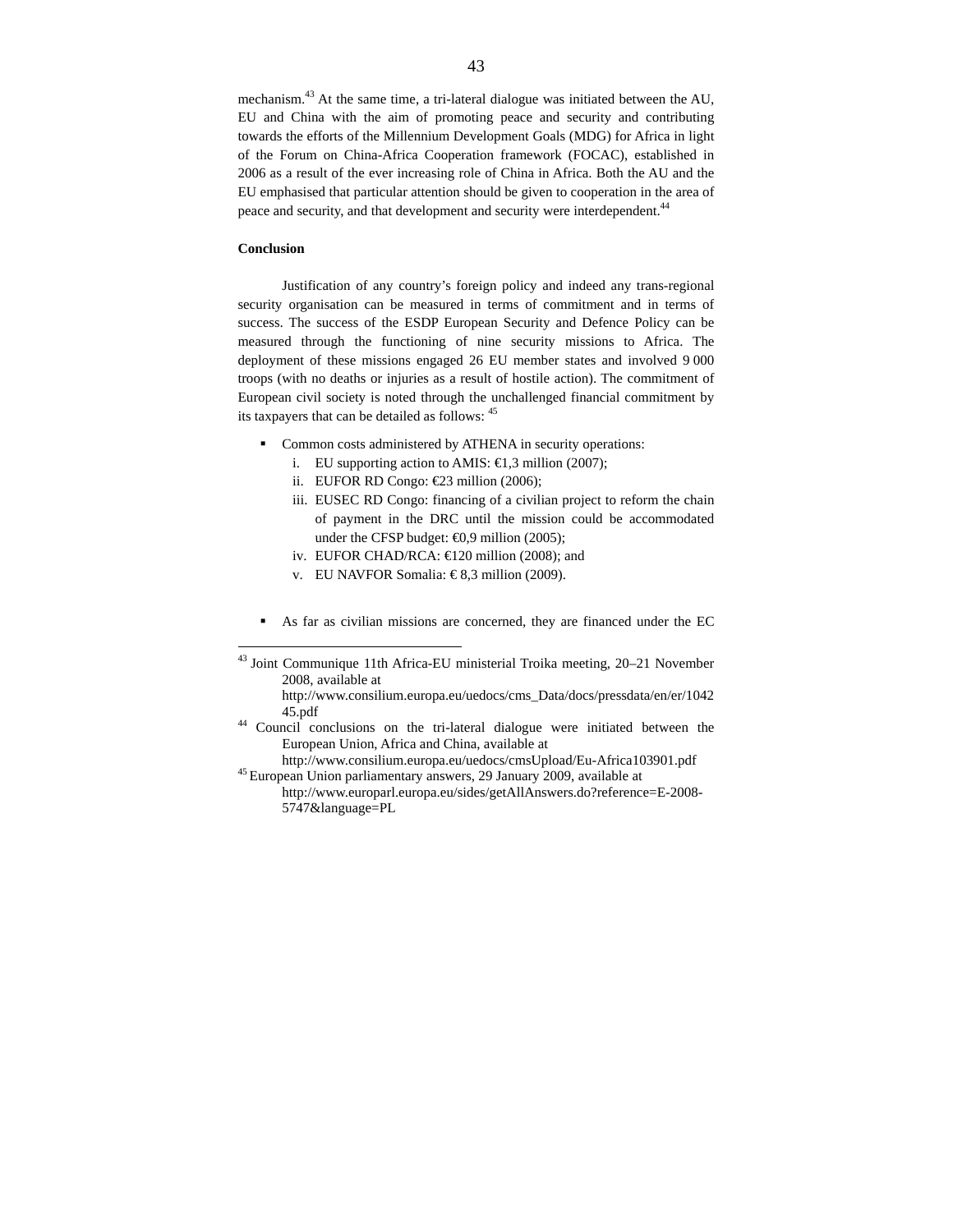mechanism.[43] At the same time, a tri-lateral dialogue was initiated between the AU, EU and China with the aim of promoting peace and security and contributing towards the efforts of the Millennium Development Goals (MDG) for Africa in light of the Forum on China-Africa Cooperation framework (FOCAC), established in 2006 as a result of the ever increasing role of China in Africa. Both the AU and the EU emphasised that particular attention should be given to cooperation in the area of peace and security, and that development and security were interdependent.[44]

**Conclusion**

Justification of any country's foreign policy and indeed any trans-regional security organisation can be measured in terms of commitment and in terms of success. The success of the ESDP European Security and Defence Policy can be measured through the functioning of nine security missions to Africa. The deployment of these missions engaged 26 EU member states and involved 9 000 troops (with no deaths or injuries as a result of hostile action). The commitment of European civil society is noted through the unchallenged financial commitment by its taxpayers that can be detailed as follows: [45]

- Common costs administered by ATHENA in security operations:
    i. EU supporting action to AMIS: €1,3 million (2007);
    ii. EUFOR RD Congo: €23 million (2006);
    iii. EUSEC RD Congo: financing of a civilian project to reform the chain of payment in the DRC until the mission could be accommodated under the CFSP budget: €0,9 million (2005);
    iv. EUFOR CHAD/RCA: €120 million (2008); and
    v. EU NAVFOR Somalia: € 8,3 million (2009).

- As far as civilian missions are concerned, they are financed under the EC

---

[43] Joint Communique 11th Africa-EU ministerial Troika meeting, 20–21 November 2008, available at http://www.consilium.europa.eu/uedocs/cms_Data/docs/pressdata/en/er/104245.pdf

[44] Council conclusions on the tri-lateral dialogue were initiated between the European Union, Africa and China, available at http://www.consilium.europa.eu/uedocs/cmsUpload/Eu-Africa103901.pdf

[45] European Union parliamentary answers, 29 January 2009, available at http://www.europarl.europa.eu/sides/getAllAnswers.do?reference=E-2008-5747&language=PL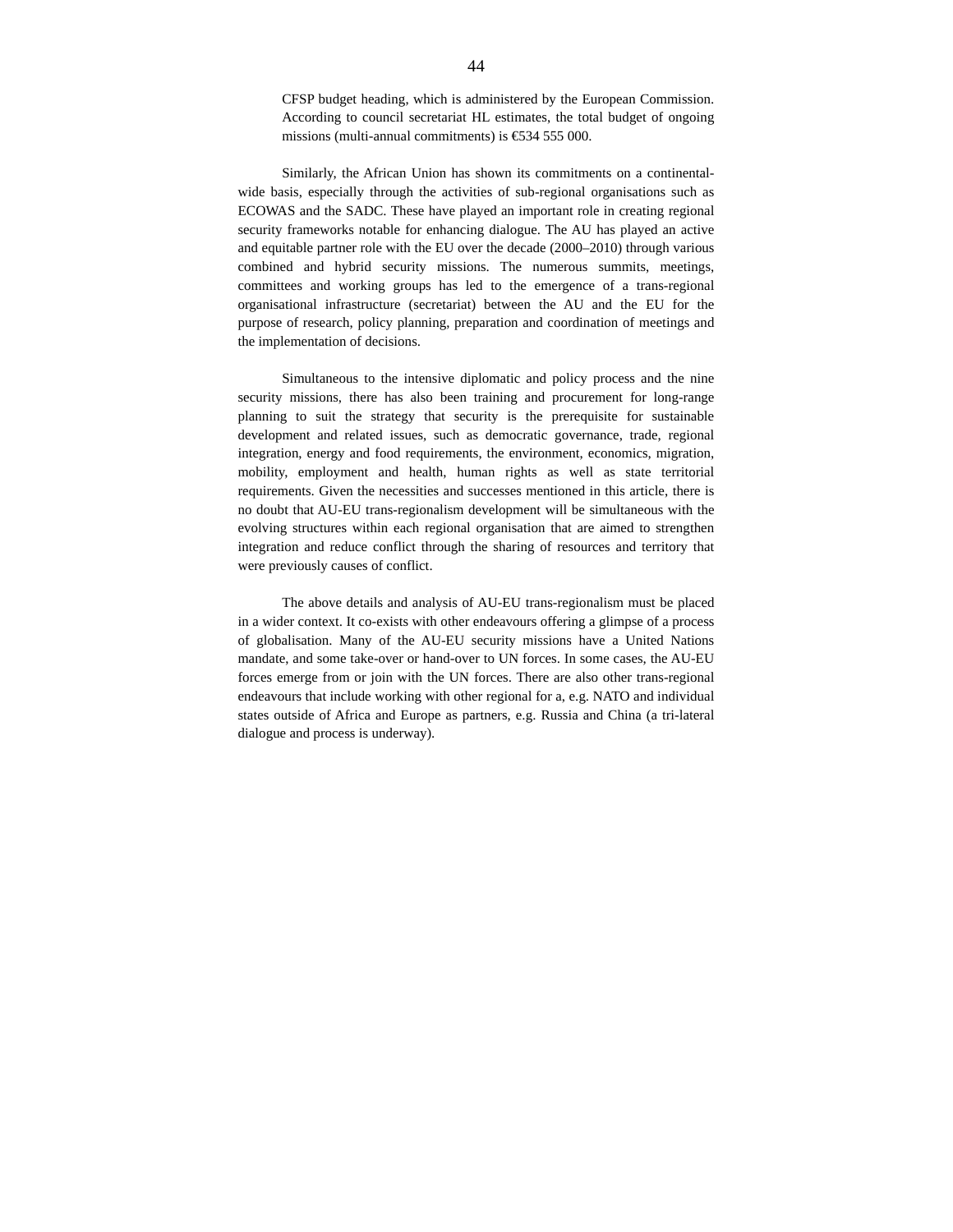CFSP budget heading, which is administered by the European Commission. According to council secretariat HL estimates, the total budget of ongoing missions (multi-annual commitments) is €534 555 000.

Similarly, the African Union has shown its commitments on a continental-wide basis, especially through the activities of sub-regional organisations such as ECOWAS and the SADC. These have played an important role in creating regional security frameworks notable for enhancing dialogue. The AU has played an active and equitable partner role with the EU over the decade (2000–2010) through various combined and hybrid security missions. The numerous summits, meetings, committees and working groups has led to the emergence of a trans-regional organisational infrastructure (secretariat) between the AU and the EU for the purpose of research, policy planning, preparation and coordination of meetings and the implementation of decisions.

Simultaneous to the intensive diplomatic and policy process and the nine security missions, there has also been training and procurement for long-range planning to suit the strategy that security is the prerequisite for sustainable development and related issues, such as democratic governance, trade, regional integration, energy and food requirements, the environment, economics, migration, mobility, employment and health, human rights as well as state territorial requirements. Given the necessities and successes mentioned in this article, there is no doubt that AU-EU trans-regionalism development will be simultaneous with the evolving structures within each regional organisation that are aimed to strengthen integration and reduce conflict through the sharing of resources and territory that were previously causes of conflict.

The above details and analysis of AU-EU trans-regionalism must be placed in a wider context. It co-exists with other endeavours offering a glimpse of a process of globalisation. Many of the AU-EU security missions have a United Nations mandate, and some take-over or hand-over to UN forces. In some cases, the AU-EU forces emerge from or join with the UN forces. There are also other trans-regional endeavours that include working with other regional for a, e.g. NATO and individual states outside of Africa and Europe as partners, e.g. Russia and China (a tri-lateral dialogue and process is underway).